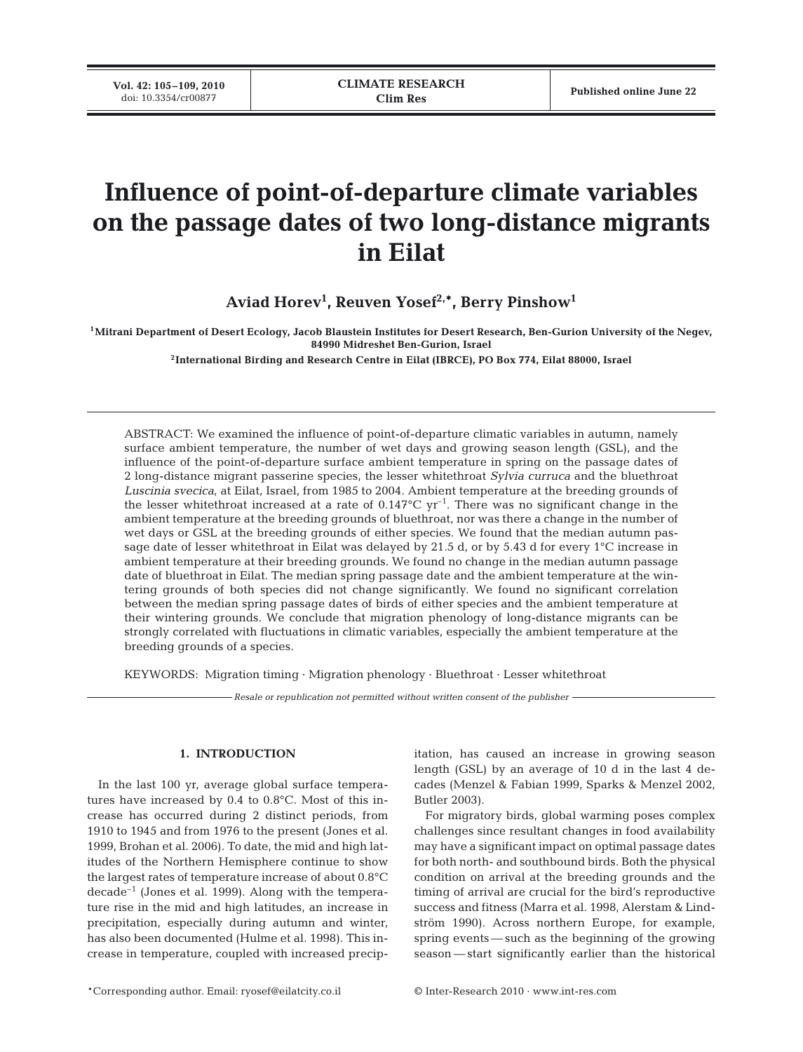# Influence of point-of-departure climate variables on the passage dates of two long-distance migrants in Eilat

**Aviad Horev[1], Reuven Yosef[2,*], Berry Pinshow[1]**

[1]Mitrani Department of Desert Ecology, Jacob Blaustein Institutes for Desert Research, Ben-Gurion University of the Negev, 84990 Midreshet Ben-Gurion, Israel

[2]International Birding and Research Centre in Eilat (IBRCE), PO Box 774, Eilat 88000, Israel

ABSTRACT: We examined the influence of point-of-departure climatic variables in autumn, namely surface ambient temperature, the number of wet days and growing season length (GSL), and the influence of the point-of-departure surface ambient temperature in spring on the passage dates of 2 long-distance migrant passerine species, the lesser whitethroat *Sylvia curruca* and the bluethroat *Luscinia svecica*, at Eilat, Israel, from 1985 to 2004. Ambient temperature at the breeding grounds of the lesser whitethroat increased at a rate of 0.147°C $yr^{-1}$. There was no significant change in the ambient temperature at the breeding grounds of bluethroat, nor was there a change in the number of wet days or GSL at the breeding grounds of either species. We found that the median autumn passage date of lesser whitethroat in Eilat was delayed by 21.5 d, or by 5.43 d for every 1°C increase in ambient temperature at their breeding grounds. We found no change in the median autumn passage date of bluethroat in Eilat. The median spring passage date and the ambient temperature at the wintering grounds of both species did not change significantly. We found no significant correlation between the median spring passage dates of birds of either species and the ambient temperature at their wintering grounds. We conclude that migration phenology of long-distance migrants can be strongly correlated with fluctuations in climatic variables, especially the ambient temperature at the breeding grounds of a species.

KEYWORDS: Migration timing · Migration phenology · Bluethroat · Lesser whitethroat

*Resale or republication not permitted without written consent of the publisher*

## 1. INTRODUCTION

In the last 100 yr, average global surface temperatures have increased by 0.4 to 0.8°C. Most of this increase has occurred during 2 distinct periods, from 1910 to 1945 and from 1976 to the present (Jones et al. 1999, Brohan et al. 2006). To date, the mid and high latitudes of the Northern Hemisphere continue to show the largest rates of temperature increase of about 0.8°C $decade^{-1}$ (Jones et al. 1999). Along with the temperature rise in the mid and high latitudes, an increase in precipitation, especially during autumn and winter, has also been documented (Hulme et al. 1998). This increase in temperature, coupled with increased precipitation, has caused an increase in growing season length (GSL) by an average of 10 d in the last 4 decades (Menzel & Fabian 1999, Sparks & Menzel 2002, Butler 2003).

For migratory birds, global warming poses complex challenges since resultant changes in food availability may have a significant impact on optimal passage dates for both north- and southbound birds. Both the physical condition on arrival at the breeding grounds and the timing of arrival are crucial for the bird's reproductive success and fitness (Marra et al. 1998, Alerstam & Lindström 1990). Across northern Europe, for example, spring events — such as the beginning of the growing season — start significantly earlier than the historical

*Corresponding author. Email: ryosef@eilatcity.co.il

© Inter-Research 2010 · www.int-res.com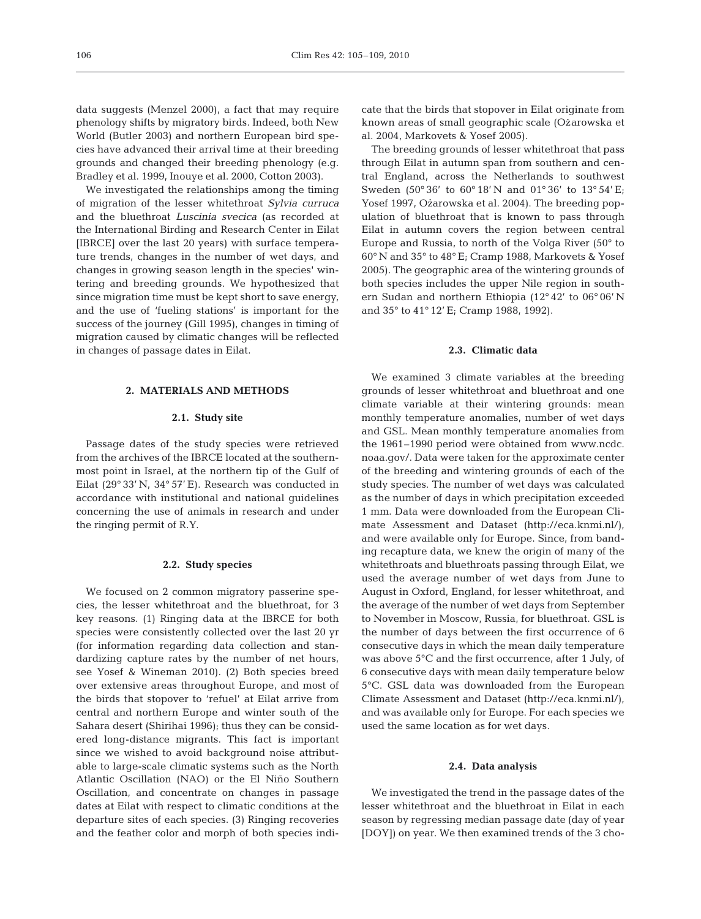data suggests (Menzel 2000), a fact that may require phenology shifts by migratory birds. Indeed, both New World (Butler 2003) and northern European bird species have advanced their arrival time at their breeding grounds and changed their breeding phenology (e.g. Bradley et al. 1999, Inouye et al. 2000, Cotton 2003).

We investigated the relationships among the timing of migration of the lesser whitethroat *Sylvia curruca* and the bluethroat *Luscinia svecica* (as recorded at the International Birding and Research Center in Eilat [IBRCE] over the last 20 years) with surface temperature trends, changes in the number of wet days, and changes in growing season length in the species' wintering and breeding grounds. We hypothesized that since migration time must be kept short to save energy, and the use of 'fueling stations' is important for the success of the journey (Gill 1995), changes in timing of migration caused by climatic changes will be reflected in changes of passage dates in Eilat.

## 2. MATERIALS AND METHODS

### 2.1. Study site

Passage dates of the study species were retrieved from the archives of the IBRCE located at the southernmost point in Israel, at the northern tip of the Gulf of Eilat (29° 33′ N, 34° 57′ E). Research was conducted in accordance with institutional and national guidelines concerning the use of animals in research and under the ringing permit of R.Y.

### 2.2. Study species

We focused on 2 common migratory passerine species, the lesser whitethroat and the bluethroat, for 3 key reasons. (1) Ringing data at the IBRCE for both species were consistently collected over the last 20 yr (for information regarding data collection and standardizing capture rates by the number of net hours, see Yosef & Wineman 2010). (2) Both species breed over extensive areas throughout Europe, and most of the birds that stopover to 'refuel' at Eilat arrive from central and northern Europe and winter south of the Sahara desert (Shirihai 1996); thus they can be considered long-distance migrants. This fact is important since we wished to avoid background noise attributable to large-scale climatic systems such as the North Atlantic Oscillation (NAO) or the El Niño Southern Oscillation, and concentrate on changes in passage dates at Eilat with respect to climatic conditions at the departure sites of each species. (3) Ringing recoveries and the feather color and morph of both species indicate that the birds that stopover in Eilat originate from known areas of small geographic scale (Ożarowska et al. 2004, Markovets & Yosef 2005).

The breeding grounds of lesser whitethroat that pass through Eilat in autumn span from southern and central England, across the Netherlands to southwest Sweden (50° 36′ to 60° 18′ N and 01° 36′ to 13° 54′ E; Yosef 1997, Ożarowska et al. 2004). The breeding population of bluethroat that is known to pass through Eilat in autumn covers the region between central Europe and Russia, to north of the Volga River (50° to 60° N and 35° to 48° E; Cramp 1988, Markovets & Yosef 2005). The geographic area of the wintering grounds of both species includes the upper Nile region in southern Sudan and northern Ethiopia (12° 42′ to 06° 06′ N and 35° to 41° 12′ E; Cramp 1988, 1992).

### 2.3. Climatic data

We examined 3 climate variables at the breeding grounds of lesser whitethroat and bluethroat and one climate variable at their wintering grounds: mean monthly temperature anomalies, number of wet days and GSL. Mean monthly temperature anomalies from the 1961–1990 period were obtained from www.ncdc.noaa.gov/. Data were taken for the approximate center of the breeding and wintering grounds of each of the study species. The number of wet days was calculated as the number of days in which precipitation exceeded 1 mm. Data were downloaded from the European Climate Assessment and Dataset (http://eca.knmi.nl/), and were available only for Europe. Since, from banding recapture data, we knew the origin of many of the whitethroats and bluethroats passing through Eilat, we used the average number of wet days from June to August in Oxford, England, for lesser whitethroat, and the average of the number of wet days from September to November in Moscow, Russia, for bluethroat. GSL is the number of days between the first occurrence of 6 consecutive days in which the mean daily temperature was above 5°C and the first occurrence, after 1 July, of 6 consecutive days with mean daily temperature below 5°C. GSL data was downloaded from the European Climate Assessment and Dataset (http://eca.knmi.nl/), and was available only for Europe. For each species we used the same location as for wet days.

### 2.4. Data analysis

We investigated the trend in the passage dates of the lesser whitethroat and the bluethroat in Eilat in each season by regressing median passage date (day of year [DOY]) on year. We then examined trends of the 3 cho-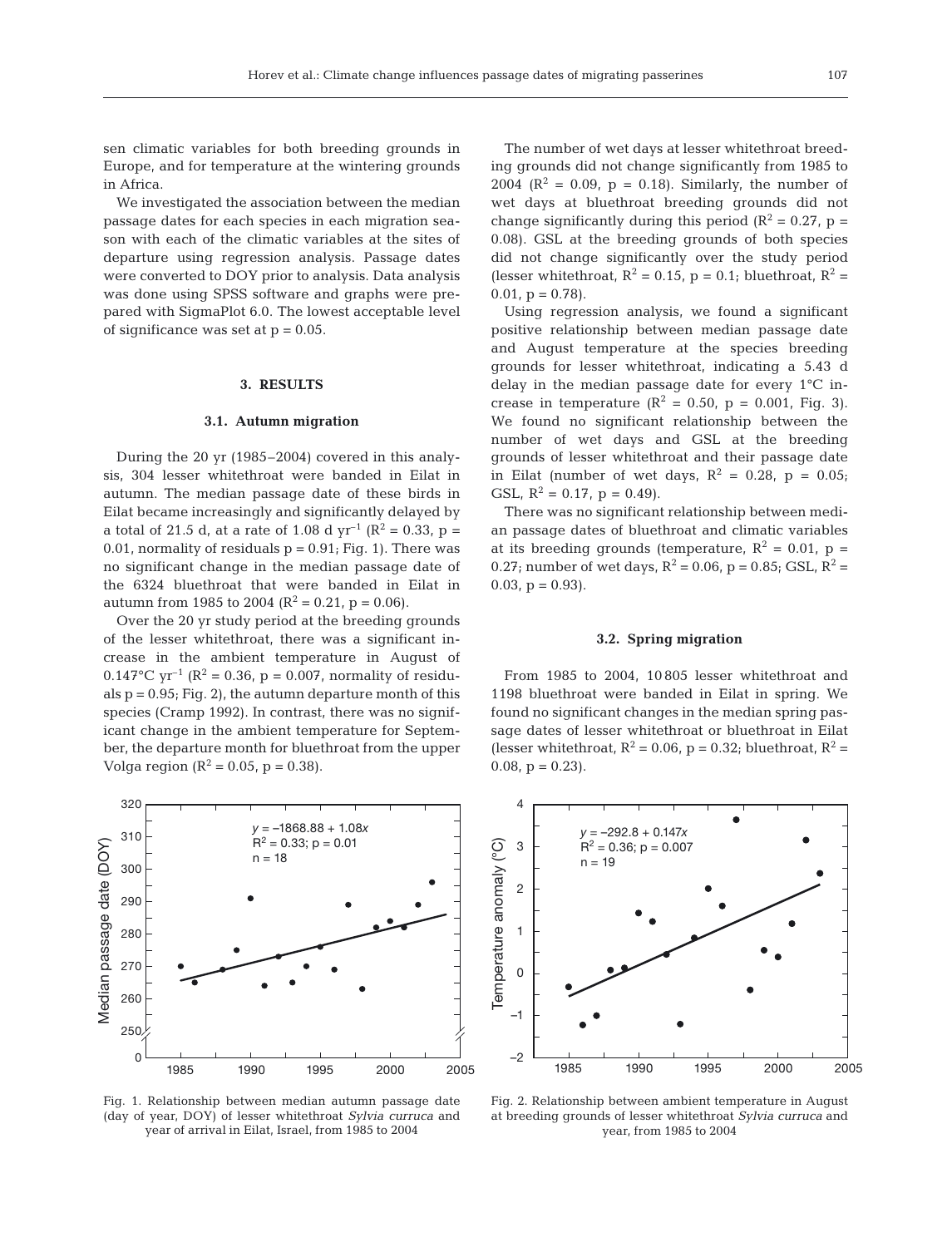sen climatic variables for both breeding grounds in Europe, and for temperature at the wintering grounds in Africa.

We investigated the association between the median passage dates for each species in each migration season with each of the climatic variables at the sites of departure using regression analysis. Passage dates were converted to DOY prior to analysis. Data analysis was done using SPSS software and graphs were prepared with SigmaPlot 6.0. The lowest acceptable level of significance was set at $p = 0.05$.

## 3. RESULTS

### 3.1. Autumn migration

During the 20 yr (1985–2004) covered in this analysis, 304 lesser whitethroat were banded in Eilat in autumn. The median passage date of these birds in Eilat became increasingly and significantly delayed by a total of 21.5 d, at a rate of 1.08 d $yr^{-1}$ ($R^2 = 0.33$, $p = 0.01$, normality of residuals $p = 0.91$; Fig. 1). There was no significant change in the median passage date of the 6324 bluethroat that were banded in Eilat in autumn from 1985 to 2004 ($R^2 = 0.21$, $p = 0.06$).

Over the 20 yr study period at the breeding grounds of the lesser whitethroat, there was a significant increase in the ambient temperature in August of 0.147°C $yr^{-1}$ ($R^2 = 0.36$, $p = 0.007$, normality of residuals $p = 0.95$; Fig. 2), the autumn departure month of this species (Cramp 1992). In contrast, there was no significant change in the ambient temperature for September, the departure month for bluethroat from the upper Volga region ($R^2 = 0.05$, $p = 0.38$).

The number of wet days at lesser whitethroat breeding grounds did not change significantly from 1985 to 2004 ($R^2 = 0.09$, $p = 0.18$). Similarly, the number of wet days at bluethroat breeding grounds did not change significantly during this period ($R^2 = 0.27$, $p = 0.08$). GSL at the breeding grounds of both species did not change significantly over the study period (lesser whitethroat, $R^2 = 0.15$, $p = 0.1$; bluethroat, $R^2 = 0.01$, $p = 0.78$).

Using regression analysis, we found a significant positive relationship between median passage date and August temperature at the species breeding grounds for lesser whitethroat, indicating a 5.43 d delay in the median passage date for every 1°C increase in temperature ($R^2 = 0.50$, $p = 0.001$, Fig. 3). We found no significant relationship between the number of wet days and GSL at the breeding grounds of lesser whitethroat and their passage date in Eilat (number of wet days, $R^2 = 0.28$, $p = 0.05$; GSL, $R^2 = 0.17$, $p = 0.49$).

There was no significant relationship between median passage dates of bluethroat and climatic variables at its breeding grounds (temperature, $R^2 = 0.01$, $p = 0.27$; number of wet days, $R^2 = 0.06$, $p = 0.85$; GSL, $R^2 = 0.03$, $p = 0.93$).

### 3.2. Spring migration

From 1985 to 2004, 10 805 lesser whitethroat and 1198 bluethroat were banded in Eilat in spring. We found no significant changes in the median spring passage dates of lesser whitethroat or bluethroat in Eilat (lesser whitethroat, $R^2 = 0.06$, $p = 0.32$; bluethroat, $R^2 = 0.08$, $p = 0.23$).

Fig. 1. Relationship between median autumn passage date (day of year, DOY) of lesser whitethroat *Sylvia curruca* and year of arrival in Eilat, Israel, from 1985 to 2004

Fig. 2. Relationship between ambient temperature in August at breeding grounds of lesser whitethroat *Sylvia curruca* and year, from 1985 to 2004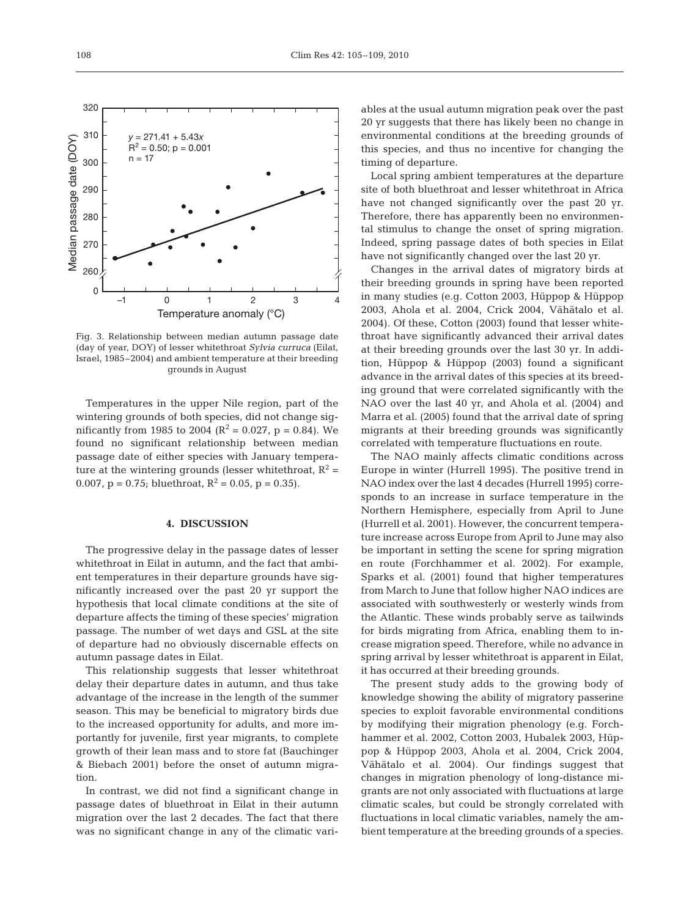Fig. 3. Relationship between median autumn passage date (day of year, DOY) of lesser whitethroat *Sylvia curruca* (Eilat, Israel, 1985–2004) and ambient temperature at their breeding grounds in August

Temperatures in the upper Nile region, part of the wintering grounds of both species, did not change significantly from 1985 to 2004 ($R^2 = 0.027$, $p = 0.84$). We found no significant relationship between median passage date of either species with January temperature at the wintering grounds (lesser whitethroat, $R^2 = 0.007$, $p = 0.75$; bluethroat, $R^2 = 0.05$, $p = 0.35$).

## 4. DISCUSSION

The progressive delay in the passage dates of lesser whitethroat in Eilat in autumn, and the fact that ambient temperatures in their departure grounds have significantly increased over the past 20 yr support the hypothesis that local climate conditions at the site of departure affects the timing of these species' migration passage. The number of wet days and GSL at the site of departure had no obviously discernable effects on autumn passage dates in Eilat.

This relationship suggests that lesser whitethroat delay their departure dates in autumn, and thus take advantage of the increase in the length of the summer season. This may be beneficial to migratory birds due to the increased opportunity for adults, and more importantly for juvenile, first year migrants, to complete growth of their lean mass and to store fat (Bauchinger & Biebach 2001) before the onset of autumn migration.

In contrast, we did not find a significant change in passage dates of bluethroat in Eilat in their autumn migration over the last 2 decades. The fact that there was no significant change in any of the climatic variables at the usual autumn migration peak over the past 20 yr suggests that there has likely been no change in environmental conditions at the breeding grounds of this species, and thus no incentive for changing the timing of departure.

Local spring ambient temperatures at the departure site of both bluethroat and lesser whitethroat in Africa have not changed significantly over the past 20 yr. Therefore, there has apparently been no environmental stimulus to change the onset of spring migration. Indeed, spring passage dates of both species in Eilat have not significantly changed over the last 20 yr.

Changes in the arrival dates of migratory birds at their breeding grounds in spring have been reported in many studies (e.g. Cotton 2003, Hüppop & Hüppop 2003, Ahola et al. 2004, Crick 2004, Vähätalo et al. 2004). Of these, Cotton (2003) found that lesser whitethroat have significantly advanced their arrival dates at their breeding grounds over the last 30 yr. In addition, Hüppop & Hüppop (2003) found a significant advance in the arrival dates of this species at its breeding ground that were correlated significantly with the NAO over the last 40 yr, and Ahola et al. (2004) and Marra et al. (2005) found that the arrival date of spring migrants at their breeding grounds was significantly correlated with temperature fluctuations en route.

The NAO mainly affects climatic conditions across Europe in winter (Hurrell 1995). The positive trend in NAO index over the last 4 decades (Hurrell 1995) corresponds to an increase in surface temperature in the Northern Hemisphere, especially from April to June (Hurrell et al. 2001). However, the concurrent temperature increase across Europe from April to June may also be important in setting the scene for spring migration en route (Forchhammer et al. 2002). For example, Sparks et al. (2001) found that higher temperatures from March to June that follow higher NAO indices are associated with southwesterly or westerly winds from the Atlantic. These winds probably serve as tailwinds for birds migrating from Africa, enabling them to increase migration speed. Therefore, while no advance in spring arrival by lesser whitethroat is apparent in Eilat, it has occurred at their breeding grounds.

The present study adds to the growing body of knowledge showing the ability of migratory passerine species to exploit favorable environmental conditions by modifying their migration phenology (e.g. Forchhammer et al. 2002, Cotton 2003, Hubalek 2003, Hüppop & Hüppop 2003, Ahola et al. 2004, Crick 2004, Vähätalo et al. 2004). Our findings suggest that changes in migration phenology of long-distance migrants are not only associated with fluctuations at large climatic scales, but could be strongly correlated with fluctuations in local climatic variables, namely the ambient temperature at the breeding grounds of a species.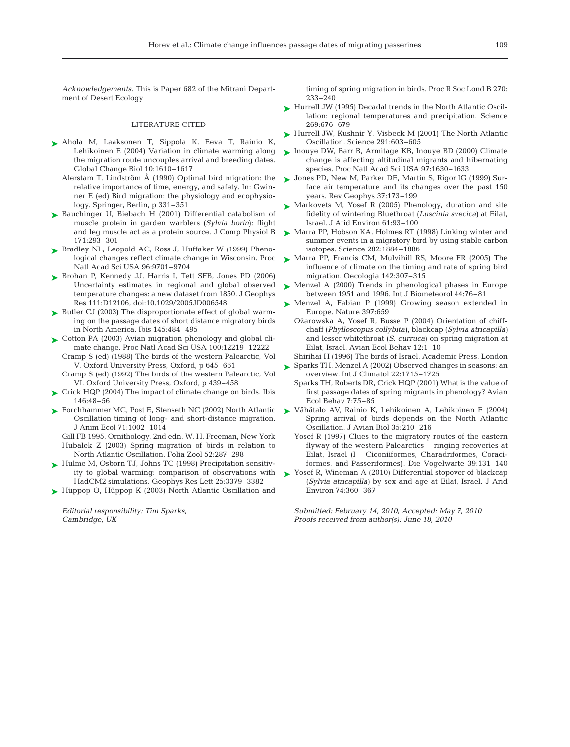*Acknowledgements.* This is Paper 682 of the Mitrani Department of Desert Ecology

## LITERATURE CITED

- Ahola M, Laaksonen T, Sippola K, Eeva T, Rainio K, Lehikoinen E (2004) Variation in climate warming along the migration route uncouples arrival and breeding dates. Global Change Biol 10:1610–1617
- Alerstam T, Lindström Å (1990) Optimal bird migration: the relative importance of time, energy, and safety. In: Gwinner E (ed) Bird migration: the physiology and ecophysiology. Springer, Berlin, p 331–351
- Bauchinger U, Biebach H (2001) Differential catabolism of muscle protein in garden warblers (*Sylvia borin*): flight and leg muscle act as a protein source. J Comp Physiol B 171:293–301
- Bradley NL, Leopold AC, Ross J, Huffaker W (1999) Phenological changes reflect climate change in Wisconsin. Proc Natl Acad Sci USA 96:9701–9704
- Brohan P, Kennedy JJ, Harris I, Tett SFB, Jones PD (2006) Uncertainty estimates in regional and global observed temperature changes: a new dataset from 1850. J Geophys Res 111:D12106, doi:10.1029/2005JD006548
- Butler CJ (2003) The disproportionate effect of global warming on the passage dates of short distance migratory birds in North America. Ibis 145:484–495
- Cotton PA (2003) Avian migration phenology and global climate change. Proc Natl Acad Sci USA 100:12219–12222
- Cramp S (ed) (1988) The birds of the western Palearctic, Vol V. Oxford University Press, Oxford, p 645–661
- Cramp S (ed) (1992) The birds of the western Palearctic, Vol VI. Oxford University Press, Oxford, p 439–458
- Crick HQP (2004) The impact of climate change on birds. Ibis 146:48–56
- Forchhammer MC, Post E, Stenseth NC (2002) North Atlantic Oscillation timing of long- and short-distance migration. J Anim Ecol 71:1002–1014
- Gill FB 1995. Ornithology, 2nd edn. W. H. Freeman, New York
- Hubalek Z (2003) Spring migration of birds in relation to North Atlantic Oscillation. Folia Zool 52:287–298
- Hulme M, Osborn TJ, Johns TC (1998) Precipitation sensitivity to global warming: comparison of observations with HadCM2 simulations. Geophys Res Lett 25:3379–3382
- Hüppop O, Hüppop K (2003) North Atlantic Oscillation and timing of spring migration in birds. Proc R Soc Lond B 270: 233–240
- Hurrell JW (1995) Decadal trends in the North Atlantic Oscillation: regional temperatures and precipitation. Science 269:676–679
- Hurrell JW, Kushnir Y, Visbeck M (2001) The North Atlantic Oscillation. Science 291:603–605
- Inouye DW, Barr B, Armitage KB, Inouye BD (2000) Climate change is affecting altitudinal migrants and hibernating species. Proc Natl Acad Sci USA 97:1630–1633
- Jones PD, New M, Parker DE, Martin S, Rigor IG (1999) Surface air temperature and its changes over the past 150 years. Rev Geophys 37:173–199
- Markovets M, Yosef R (2005) Phenology, duration and site fidelity of wintering Bluethroat (*Luscinia svecica*) at Eilat, Israel. J Arid Environ 61:93–100
- Marra PP, Hobson KA, Holmes RT (1998) Linking winter and summer events in a migratory bird by using stable carbon isotopes. Science 282:1884–1886
- Marra PP, Francis CM, Mulvihill RS, Moore FR (2005) The influence of climate on the timing and rate of spring bird migration. Oecologia 142:307–315
- Menzel A (2000) Trends in phenological phases in Europe between 1951 and 1996. Int J Biometeorol 44:76–81
- Menzel A, Fabian P (1999) Growing season extended in Europe. Nature 397:659
- Ożarowska A, Yosef R, Busse P (2004) Orientation of chiffchaff (*Phylloscopus collybita*), blackcap (*Sylvia atricapilla*) and lesser whitethroat (*S. curruca*) on spring migration at Eilat, Israel. Avian Ecol Behav 12:1–10
- Shirihai H (1996) The birds of Israel. Academic Press, London
- Sparks TH, Menzel A (2002) Observed changes in seasons: an overview. Int J Climatol 22:1715–1725
- Sparks TH, Roberts DR, Crick HQP (2001) What is the value of first passage dates of spring migrants in phenology? Avian Ecol Behav 7:75–85
- Vähätalo AV, Rainio K, Lehikoinen A, Lehikoinen E (2004) Spring arrival of birds depends on the North Atlantic Oscillation. J Avian Biol 35:210–216
- Yosef R (1997) Clues to the migratory routes of the eastern flyway of the western Palearctics — ringing recoveries at Eilat, Israel (I — Ciconiiformes, Charadriformes, Coraciformes, and Passeriformes). Die Vogelwarte 39:131–140
- Yosef R, Wineman A (2010) Differential stopover of blackcap (*Sylvia atricapilla*) by sex and age at Eilat, Israel. J Arid Environ 74:360–367

*Editorial responsibility: Tim Sparks, Cambridge, UK*

*Submitted: February 14, 2010; Accepted: May 7, 2010*
*Proofs received from author(s): June 18, 2010*